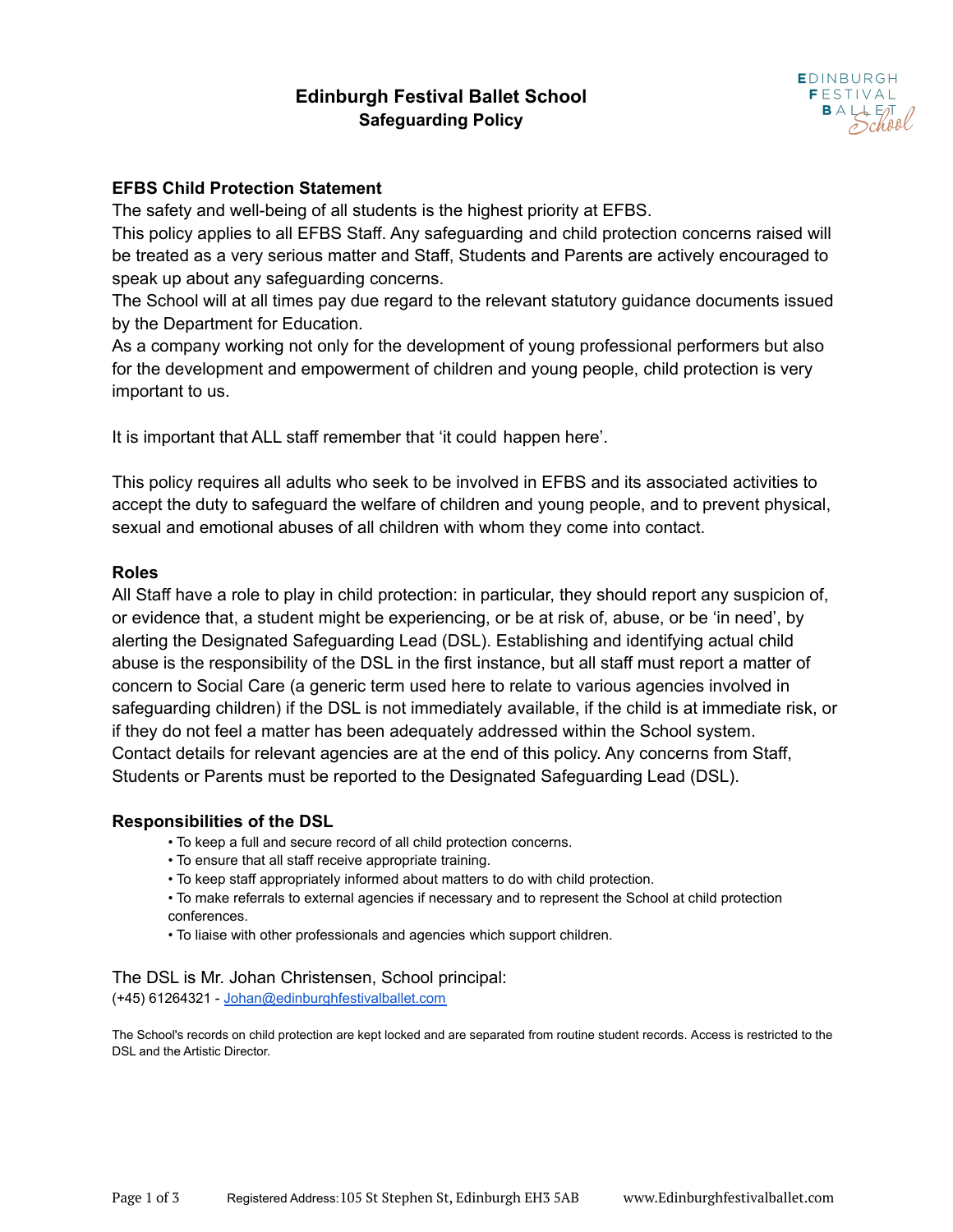# Edinburgh Festival Ballet School
## Safeguarding Policy

### EFBS Child Protection Statement

The safety and well-being of all students is the highest priority at EFBS.
This policy applies to all EFBS Staff. Any safeguarding and child protection concerns raised will be treated as a very serious matter and Staff, Students and Parents are actively encouraged to speak up about any safeguarding concerns.
The School will at all times pay due regard to the relevant statutory guidance documents issued by the Department for Education.
As a company working not only for the development of young professional performers but also for the development and empowerment of children and young people, child protection is very important to us.

It is important that ALL staff remember that 'it could happen here'.

This policy requires all adults who seek to be involved in EFBS and its associated activities to accept the duty to safeguard the welfare of children and young people, and to prevent physical, sexual and emotional abuses of all children with whom they come into contact.

### Roles

All Staff have a role to play in child protection: in particular, they should report any suspicion of, or evidence that, a student might be experiencing, or be at risk of, abuse, or be 'in need', by alerting the Designated Safeguarding Lead (DSL). Establishing and identifying actual child abuse is the responsibility of the DSL in the first instance, but all staff must report a matter of concern to Social Care (a generic term used here to relate to various agencies involved in safeguarding children) if the DSL is not immediately available, if the child is at immediate risk, or if they do not feel a matter has been adequately addressed within the School system.
Contact details for relevant agencies are at the end of this policy. Any concerns from Staff, Students or Parents must be reported to the Designated Safeguarding Lead (DSL).

### Responsibilities of the DSL

- To keep a full and secure record of all child protection concerns.
- To ensure that all staff receive appropriate training.
- To keep staff appropriately informed about matters to do with child protection.
- To make referrals to external agencies if necessary and to represent the School at child protection conferences.
- To liaise with other professionals and agencies which support children.

The DSL is Mr. Johan Christensen, School principal:
(+45) 61264321 - Johan@edinburghfestivalballet.com

The School's records on child protection are kept locked and are separated from routine student records. Access is restricted to the DSL and the Artistic Director.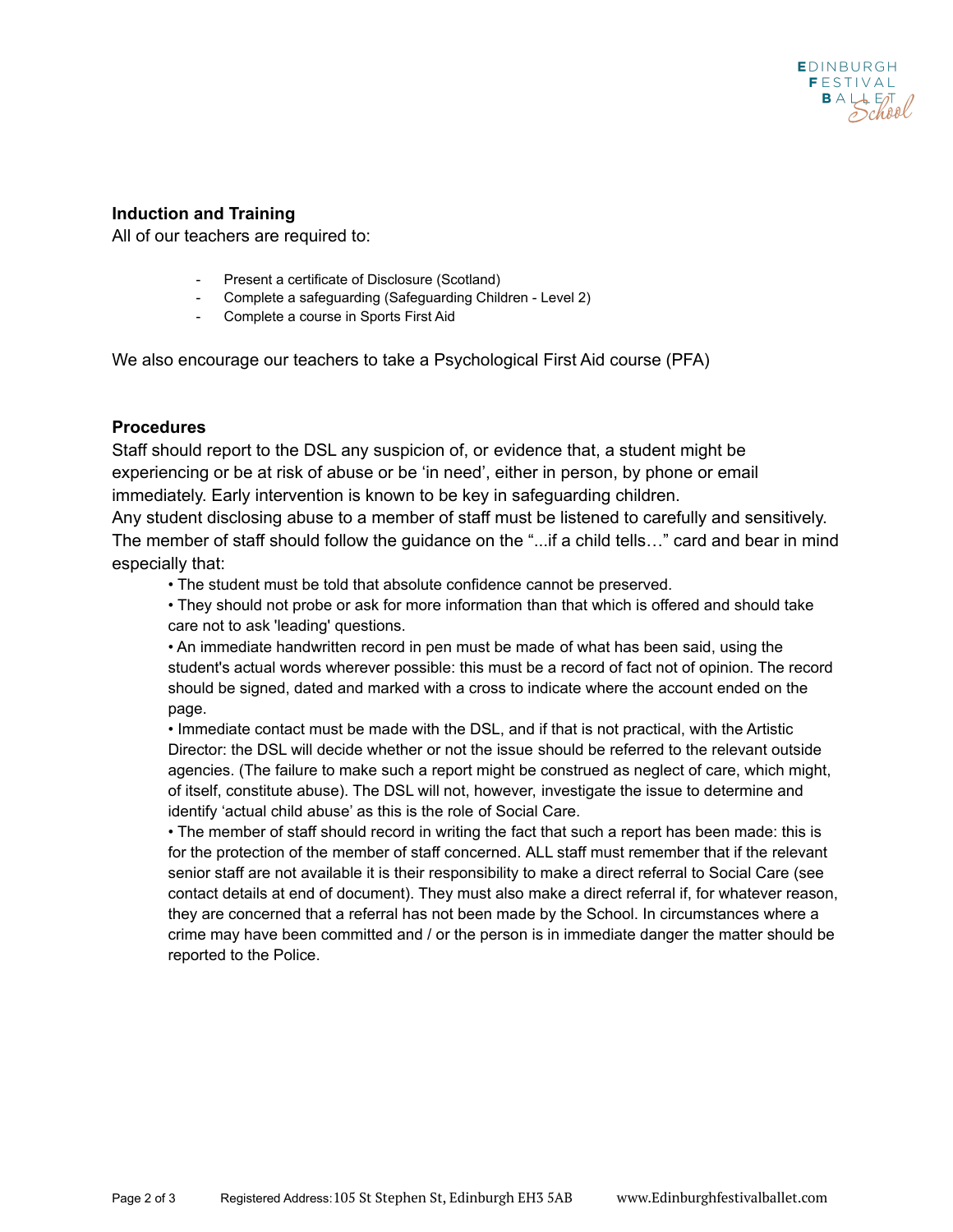**Induction and Training**

All of our teachers are required to:

- Present a certificate of Disclosure (Scotland)
- Complete a safeguarding (Safeguarding Children - Level 2)
- Complete a course in Sports First Aid

We also encourage our teachers to take a Psychological First Aid course (PFA)

**Procedures**

Staff should report to the DSL any suspicion of, or evidence that, a student might be experiencing or be at risk of abuse or be 'in need', either in person, by phone or email immediately. Early intervention is known to be key in safeguarding children.

Any student disclosing abuse to a member of staff must be listened to carefully and sensitively. The member of staff should follow the guidance on the "...if a child tells…" card and bear in mind especially that:

- The student must be told that absolute confidence cannot be preserved.
- They should not probe or ask for more information than that which is offered and should take care not to ask 'leading' questions.
- An immediate handwritten record in pen must be made of what has been said, using the student's actual words wherever possible: this must be a record of fact not of opinion. The record should be signed, dated and marked with a cross to indicate where the account ended on the page.
- Immediate contact must be made with the DSL, and if that is not practical, with the Artistic Director: the DSL will decide whether or not the issue should be referred to the relevant outside agencies. (The failure to make such a report might be construed as neglect of care, which might, of itself, constitute abuse). The DSL will not, however, investigate the issue to determine and identify 'actual child abuse' as this is the role of Social Care.
- The member of staff should record in writing the fact that such a report has been made: this is for the protection of the member of staff concerned. ALL staff must remember that if the relevant senior staff are not available it is their responsibility to make a direct referral to Social Care (see contact details at end of document). They must also make a direct referral if, for whatever reason, they are concerned that a referral has not been made by the School. In circumstances where a crime may have been committed and / or the person is in immediate danger the matter should be reported to the Police.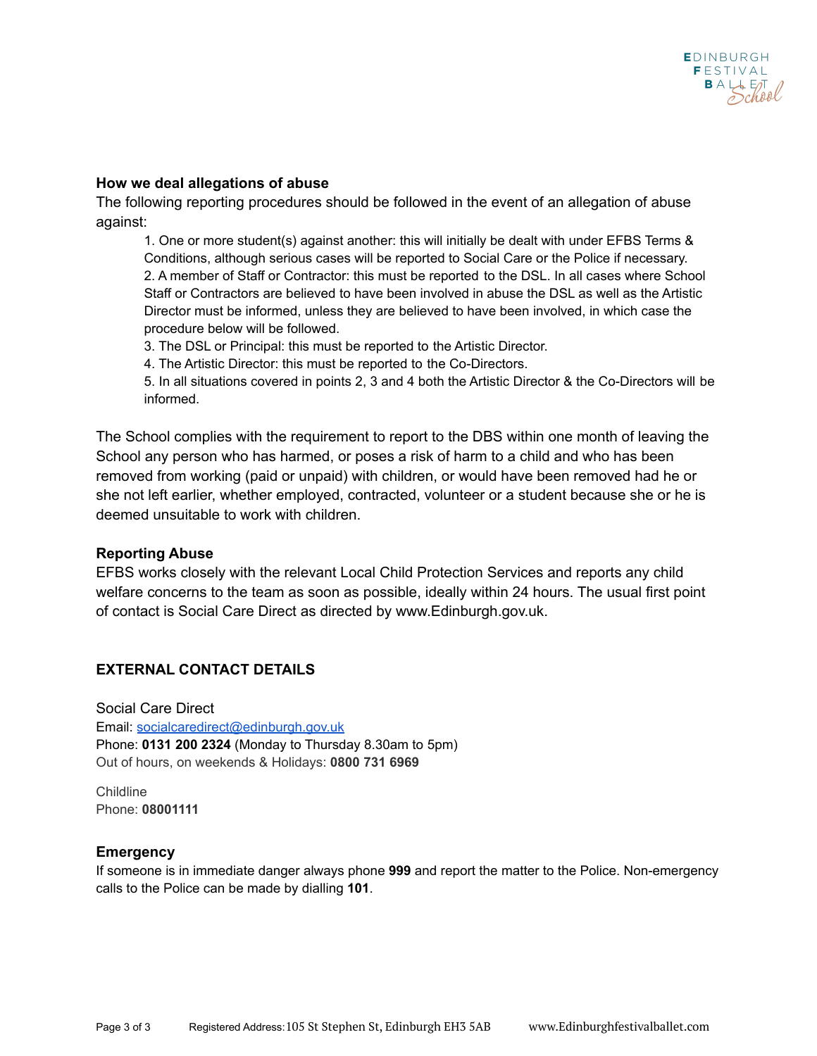### How we deal allegations of abuse

The following reporting procedures should be followed in the event of an allegation of abuse against:

1. One or more student(s) against another: this will initially be dealt with under EFBS Terms & Conditions, although serious cases will be reported to Social Care or the Police if necessary.
2. A member of Staff or Contractor: this must be reported to the DSL. In all cases where School Staff or Contractors are believed to have been involved in abuse the DSL as well as the Artistic Director must be informed, unless they are believed to have been involved, in which case the procedure below will be followed.
3. The DSL or Principal: this must be reported to the Artistic Director.
4. The Artistic Director: this must be reported to the Co-Directors.
5. In all situations covered in points 2, 3 and 4 both the Artistic Director & the Co-Directors will be informed.

The School complies with the requirement to report to the DBS within one month of leaving the School any person who has harmed, or poses a risk of harm to a child and who has been removed from working (paid or unpaid) with children, or would have been removed had he or she not left earlier, whether employed, contracted, volunteer or a student because she or he is deemed unsuitable to work with children.

### Reporting Abuse

EFBS works closely with the relevant Local Child Protection Services and reports any child welfare concerns to the team as soon as possible, ideally within 24 hours. The usual first point of contact is Social Care Direct as directed by www.Edinburgh.gov.uk.

### EXTERNAL CONTACT DETAILS

Social Care Direct
Email: socialcaredirect@edinburgh.gov.uk
Phone: **0131 200 2324** (Monday to Thursday 8.30am to 5pm)
Out of hours, on weekends & Holidays: **0800 731 6969**

Childline
Phone: **08001111**

### Emergency

If someone is in immediate danger always phone **999** and report the matter to the Police. Non-emergency calls to the Police can be made by dialling **101**.